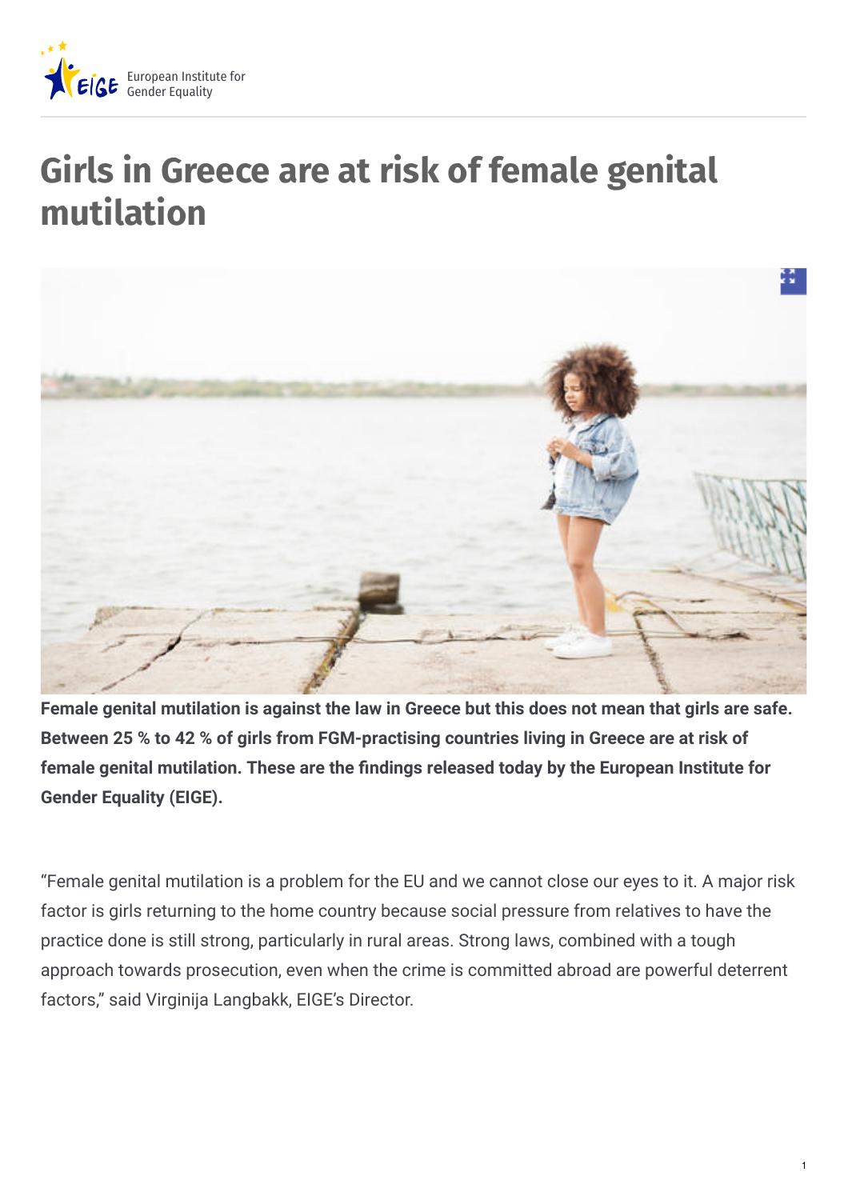# Girls in Greece are at risk of female genital mutilation

**Female genital mutilation is against the law in Greece but this does not mean that girls are safe. Between 25 % to 42 % of girls from FGM-practising countries living in Greece are at risk of female genital mutilation. These are the findings released today by the European Institute for Gender Equality (EIGE).**

"Female genital mutilation is a problem for the EU and we cannot close our eyes to it. A major risk factor is girls returning to the home country because social pressure from relatives to have the practice done is still strong, particularly in rural areas. Strong laws, combined with a tough approach towards prosecution, even when the crime is committed abroad are powerful deterrent factors," said Virginija Langbakk, EIGE's Director.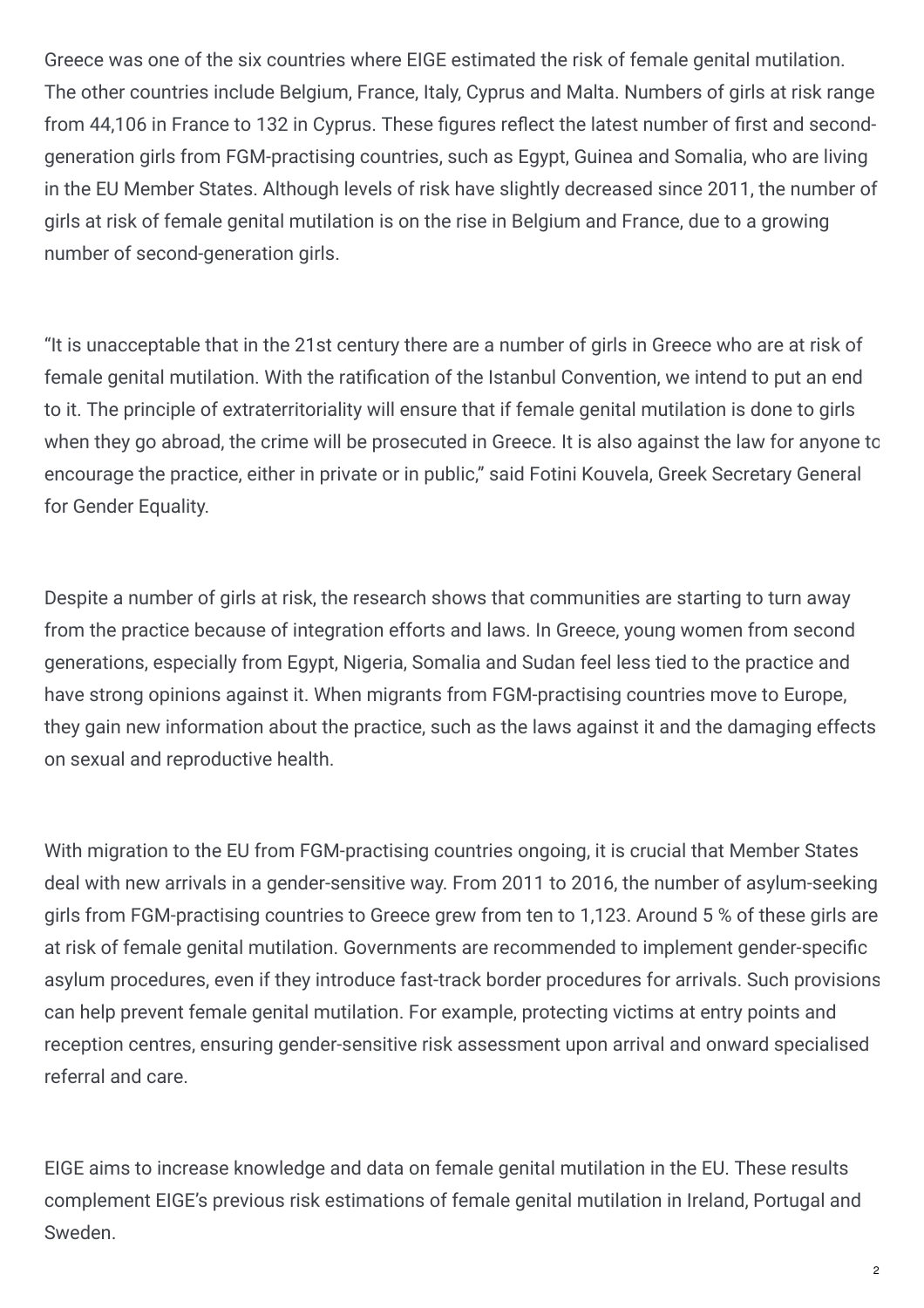Greece was one of the six countries where EIGE estimated the risk of female genital mutilation. The other countries include Belgium, France, Italy, Cyprus and Malta. Numbers of girls at risk range from 44,106 in France to 132 in Cyprus. These figures reflect the latest number of first and second-generation girls from FGM-practising countries, such as Egypt, Guinea and Somalia, who are living in the EU Member States. Although levels of risk have slightly decreased since 2011, the number of girls at risk of female genital mutilation is on the rise in Belgium and France, due to a growing number of second-generation girls.

"It is unacceptable that in the 21st century there are a number of girls in Greece who are at risk of female genital mutilation. With the ratification of the Istanbul Convention, we intend to put an end to it. The principle of extraterritoriality will ensure that if female genital mutilation is done to girls when they go abroad, the crime will be prosecuted in Greece. It is also against the law for anyone to encourage the practice, either in private or in public," said Fotini Kouvela, Greek Secretary General for Gender Equality.

Despite a number of girls at risk, the research shows that communities are starting to turn away from the practice because of integration efforts and laws. In Greece, young women from second generations, especially from Egypt, Nigeria, Somalia and Sudan feel less tied to the practice and have strong opinions against it. When migrants from FGM-practising countries move to Europe, they gain new information about the practice, such as the laws against it and the damaging effects on sexual and reproductive health.

With migration to the EU from FGM-practising countries ongoing, it is crucial that Member States deal with new arrivals in a gender-sensitive way. From 2011 to 2016, the number of asylum-seeking girls from FGM-practising countries to Greece grew from ten to 1,123. Around 5 % of these girls are at risk of female genital mutilation. Governments are recommended to implement gender-specific asylum procedures, even if they introduce fast-track border procedures for arrivals. Such provisions can help prevent female genital mutilation. For example, protecting victims at entry points and reception centres, ensuring gender-sensitive risk assessment upon arrival and onward specialised referral and care.

EIGE aims to increase knowledge and data on female genital mutilation in the EU. These results complement EIGE's previous risk estimations of female genital mutilation in Ireland, Portugal and Sweden.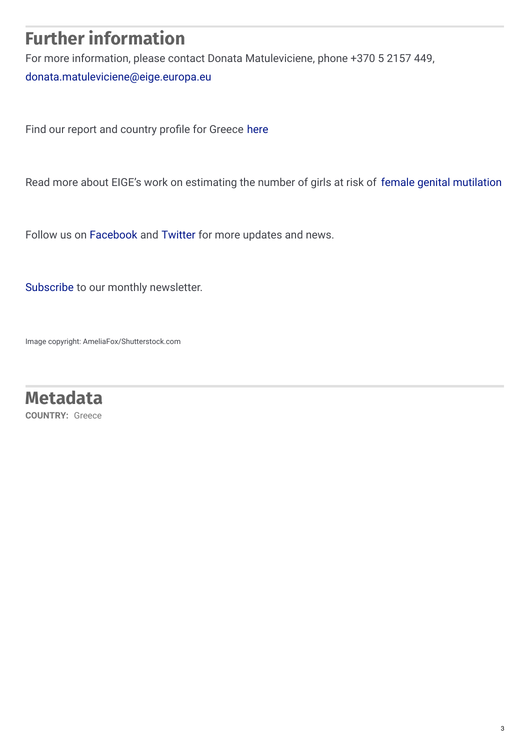## Further information

For more information, please contact Donata Matuleviciene, phone +370 5 2157 449, donata.matuleviciene@eige.europa.eu

Find our report and country profile for Greece here

Read more about EIGE's work on estimating the number of girls at risk of female genital mutilation

Follow us on Facebook and Twitter for more updates and news.

Subscribe to our monthly newsletter.

Image copyright: AmeliaFox/Shutterstock.com

## Metadata

**COUNTRY:** Greece